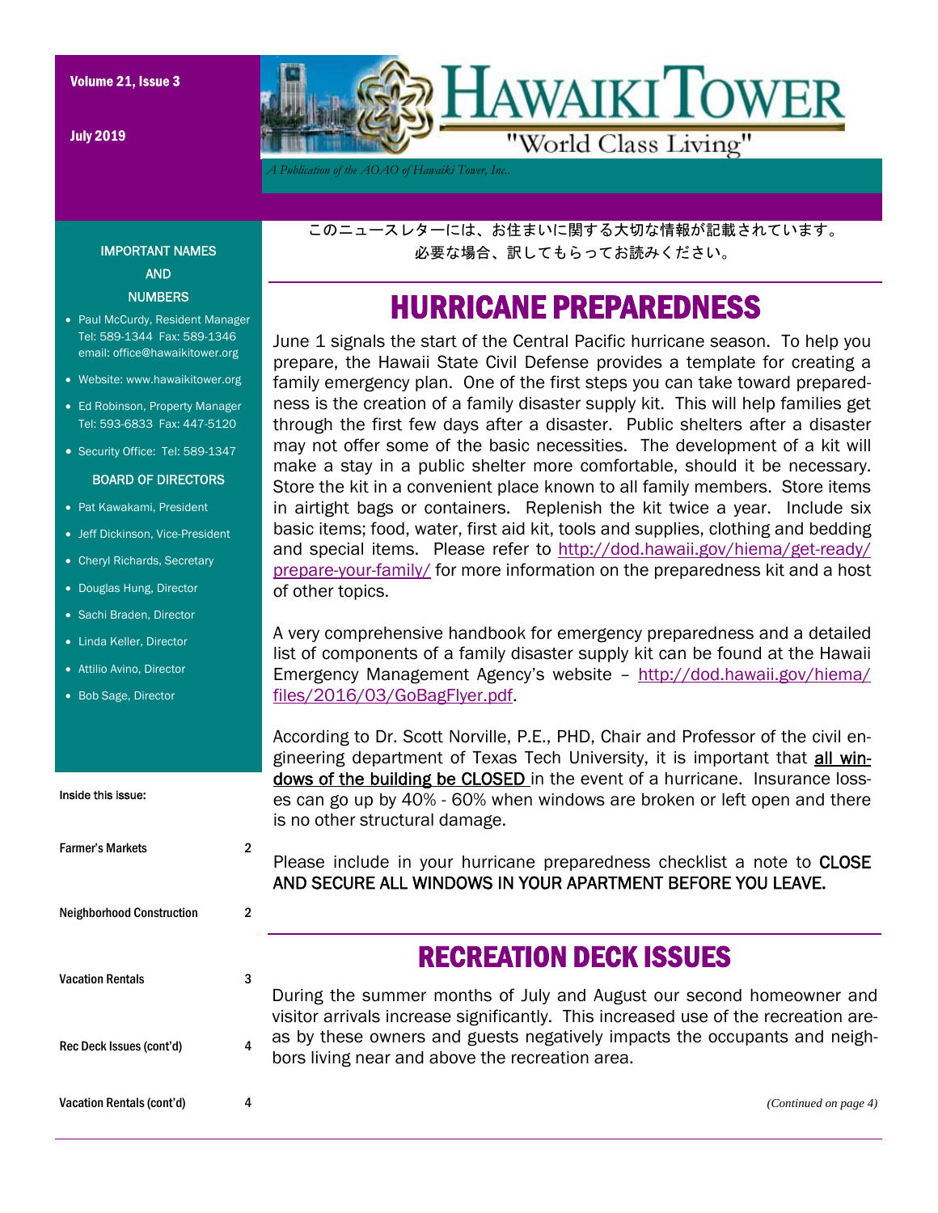Volume 21, Issue 3

July 2019

# HAWAIKI TOWER

"World Class Living"

*A Publication of the AOAO of Hawaiki Tower, Inc.*

このニュースレターには、お住まいに関する大切な情報が記載されています。
必要な場合、訳してもらってお読みください。

## HURRICANE PREPAREDNESS

June 1 signals the start of the Central Pacific hurricane season. To help you prepare, the Hawaii State Civil Defense provides a template for creating a family emergency plan. One of the first steps you can take toward preparedness is the creation of a family disaster supply kit. This will help families get through the first few days after a disaster. Public shelters after a disaster may not offer some of the basic necessities. The development of a kit will make a stay in a public shelter more comfortable, should it be necessary. Store the kit in a convenient place known to all family members. Store items in airtight bags or containers. Replenish the kit twice a year. Include six basic items; food, water, first aid kit, tools and supplies, clothing and bedding and special items. Please refer to http://dod.hawaii.gov/hiema/get-ready/prepare-your-family/ for more information on the preparedness kit and a host of other topics.

A very comprehensive handbook for emergency preparedness and a detailed list of components of a family disaster supply kit can be found at the Hawaii Emergency Management Agency's website – http://dod.hawaii.gov/hiema/files/2016/03/GoBagFlyer.pdf.

According to Dr. Scott Norville, P.E., PHD, Chair and Professor of the civil engineering department of Texas Tech University, it is important that <u>all windows of the building be CLOSED</u> in the event of a hurricane. Insurance losses can go up by 40% - 60% when windows are broken or left open and there is no other structural damage.

Please include in your hurricane preparedness checklist a note to CLOSE AND SECURE ALL WINDOWS IN YOUR APARTMENT BEFORE YOU LEAVE.

## RECREATION DECK ISSUES

During the summer months of July and August our second homeowner and visitor arrivals increase significantly. This increased use of the recreation areas by these owners and guests negatively impacts the occupants and neighbors living near and above the recreation area.

*(Continued on page 4)*

### IMPORTANT NAMES AND NUMBERS

- Paul McCurdy, Resident Manager
  Tel: 589-1344 Fax: 589-1346
  email: office@hawaikitower.org
- Website: www.hawaikitower.org
- Ed Robinson, Property Manager
  Tel: 593-6833 Fax: 447-5120
- Security Office: Tel: 589-1347

### BOARD OF DIRECTORS

- Pat Kawakami, President
- Jeff Dickinson, Vice-President
- Cheryl Richards, Secretary
- Douglas Hung, Director
- Sachi Braden, Director
- Linda Keller, Director
- Attilio Avino, Director
- Bob Sage, Director

**Inside this issue:**

| | |
|---|---|
| Farmer's Markets | 2 |
| Neighborhood Construction | 2 |
| Vacation Rentals | 3 |
| Rec Deck Issues (cont'd) | 4 |
| Vacation Rentals (cont'd) | 4 |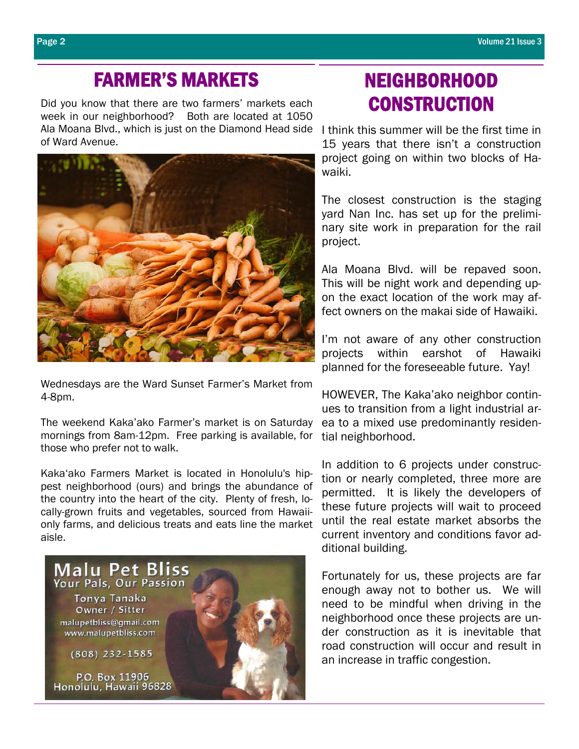## FARMER'S MARKETS

Did you know that there are two farmers' markets each week in our neighborhood? Both are located at 1050 Ala Moana Blvd., which is just on the Diamond Head side of Ward Avenue.

Wednesdays are the Ward Sunset Farmer's Market from 4-8pm.

The weekend Kaka'ako Farmer's market is on Saturday mornings from 8am-12pm. Free parking is available, for those who prefer not to walk.

Kaka'ako Farmers Market is located in Honolulu's hippest neighborhood (ours) and brings the abundance of the country into the heart of the city. Plenty of fresh, locally-grown fruits and vegetables, sourced from Hawaii-only farms, and delicious treats and eats line the market aisle.

**Malu Pet Bliss**
Your Pals, Our Passion
Tonya Tanaka
Owner / Sitter
malupetbliss@gmail.com
www.malupetbliss.com
(808) 232-1585
P.O. Box 11906
Honolulu, Hawaii 96828

## NEIGHBORHOOD CONSTRUCTION

I think this summer will be the first time in 15 years that there isn't a construction project going on within two blocks of Hawaiki.

The closest construction is the staging yard Nan Inc. has set up for the preliminary site work in preparation for the rail project.

Ala Moana Blvd. will be repaved soon. This will be night work and depending upon the exact location of the work may affect owners on the makai side of Hawaiki.

I'm not aware of any other construction projects within earshot of Hawaiki planned for the foreseeable future. Yay!

HOWEVER, The Kaka'ako neighbor continues to transition from a light industrial area to a mixed use predominantly residential neighborhood.

In addition to 6 projects under construction or nearly completed, three more are permitted. It is likely the developers of these future projects will wait to proceed until the real estate market absorbs the current inventory and conditions favor additional building.

Fortunately for us, these projects are far enough away not to bother us. We will need to be mindful when driving in the neighborhood once these projects are under construction as it is inevitable that road construction will occur and result in an increase in traffic congestion.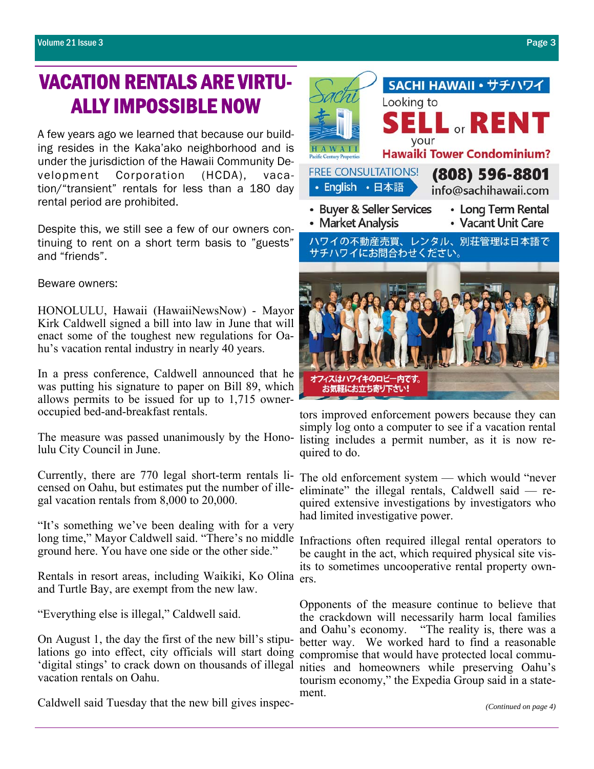# VACATION RENTALS ARE VIRTUALLY IMPOSSIBLE NOW

A few years ago we learned that because our building resides in the Kaka'ako neighborhood and is under the jurisdiction of the Hawaii Community Development Corporation (HCDA), vacation/"transient" rentals for less than a 180 day rental period are prohibited.

Despite this, we still see a few of our owners continuing to rent on a short term basis to "guests" and "friends".

Beware owners:

HONOLULU, Hawaii (HawaiiNewsNow) - Mayor Kirk Caldwell signed a bill into law in June that will enact some of the toughest new regulations for Oahu's vacation rental industry in nearly 40 years.

In a press conference, Caldwell announced that he was putting his signature to paper on Bill 89, which allows permits to be issued for up to 1,715 owner-occupied bed-and-breakfast rentals.

The measure was passed unanimously by the Honolulu City Council in June.

Currently, there are 770 legal short-term rentals licensed on Oahu, but estimates put the number of illegal vacation rentals from 8,000 to 20,000.

"It's something we've been dealing with for a very long time," Mayor Caldwell said. "There's no middle ground here. You have one side or the other side."

Rentals in resort areas, including Waikiki, Ko Olina and Turtle Bay, are exempt from the new law.

"Everything else is illegal," Caldwell said.

On August 1, the day the first of the new bill's stipulations go into effect, city officials will start doing 'digital stings' to crack down on thousands of illegal vacation rentals on Oahu.

Caldwell said Tuesday that the new bill gives inspectors improved enforcement powers because they can simply log onto a computer to see if a vacation rental listing includes a permit number, as it is now required to do.

The old enforcement system — which would "never eliminate" the illegal rentals, Caldwell said — required extensive investigations by investigators who had limited investigative power.

Infractions often required illegal rental operators to be caught in the act, which required physical site visits to sometimes uncooperative rental property owners.

Opponents of the measure continue to believe that the crackdown will necessarily harm local families and Oahu's economy. "The reality is, there was a better way. We worked hard to find a reasonable compromise that would have protected local communities and homeowners while preserving Oahu's tourism economy," the Expedia Group said in a statement.

*(Continued on page 4)*

---

**SACHI HAWAII • サチハワイ**

Sachi 幸 HAWAII Pacific Century Properties

Looking to **SELL or RENT** your **Hawaiki Tower Condominium?**

FREE CONSULTATIONS! • English • 日本語

**(808) 596-8801**
info@sachihawaii.com

- Buyer & Seller Services
- Market Analysis
- Long Term Rental
- Vacant Unit Care

ハワイの不動産売買、レンタル、別荘管理は日本語でサチハワイにお問合わせください。

オフィスはハワイキのロビー内です。お気軽にお立ち寄り下さい!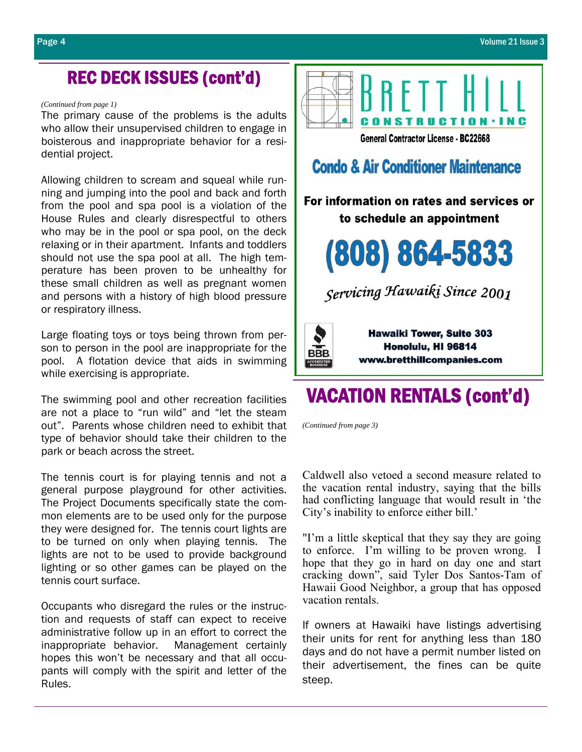## REC DECK ISSUES (cont'd)

*(Continued from page 1)*

The primary cause of the problems is the adults who allow their unsupervised children to engage in boisterous and inappropriate behavior for a residential project.

Allowing children to scream and squeal while running and jumping into the pool and back and forth from the pool and spa pool is a violation of the House Rules and clearly disrespectful to others who may be in the pool or spa pool, on the deck relaxing or in their apartment. Infants and toddlers should not use the spa pool at all. The high temperature has been proven to be unhealthy for these small children as well as pregnant women and persons with a history of high blood pressure or respiratory illness.

Large floating toys or toys being thrown from person to person in the pool are inappropriate for the pool. A flotation device that aids in swimming while exercising is appropriate.

The swimming pool and other recreation facilities are not a place to "run wild" and "let the steam out". Parents whose children need to exhibit that type of behavior should take their children to the park or beach across the street.

The tennis court is for playing tennis and not a general purpose playground for other activities. The Project Documents specifically state the common elements are to be used only for the purpose they were designed for. The tennis court lights are to be turned on only when playing tennis. The lights are not to be used to provide background lighting or so other games can be played on the tennis court surface.

Occupants who disregard the rules or the instruction and requests of staff can expect to receive administrative follow up in an effort to correct the inappropriate behavior. Management certainly hopes this won't be necessary and that all occupants will comply with the spirit and letter of the Rules.

**BRETT HILL CONSTRUCTION · INC**

General Contractor License - BC22668

**Condo & Air Conditioner Maintenance**

**For information on rates and services or to schedule an appointment**

**(808) 864-5833**

*Servicing Hawaiki Since 2001*

BBB ACCREDITED BUSINESS

**Hawaiki Tower, Suite 303**
**Honolulu, HI 96814**
**www.bretthillcompanies.com**

## VACATION RENTALS (cont'd)

*(Continued from page 3)*

Caldwell also vetoed a second measure related to the vacation rental industry, saying that the bills had conflicting language that would result in 'the City's inability to enforce either bill.'

"I'm a little skeptical that they say they are going to enforce. I'm willing to be proven wrong. I hope that they go in hard on day one and start cracking down", said Tyler Dos Santos-Tam of Hawaii Good Neighbor, a group that has opposed vacation rentals.

If owners at Hawaiki have listings advertising their units for rent for anything less than 180 days and do not have a permit number listed on their advertisement, the fines can be quite steep.